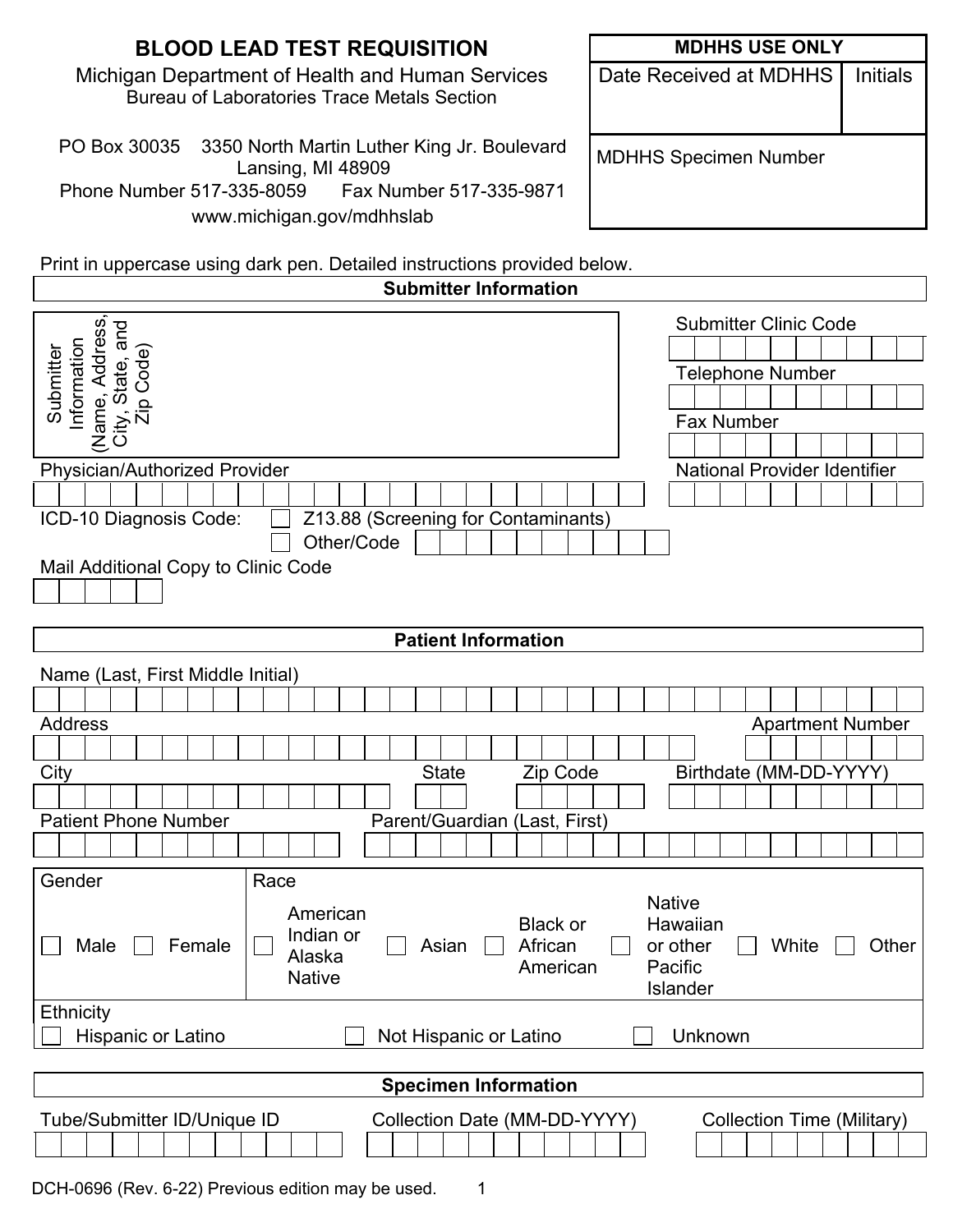# BLOOD LEAD TEST REQUISITION

Michigan Department of Health and Human Services
Bureau of Laboratories Trace Metals Section

PO Box 30035 3350 North Martin Luther King Jr. Boulevard
Lansing, MI 48909
Phone Number 517-335-8059 Fax Number 517-335-9871
www.michigan.gov/mdhhslab

| MDHHS USE ONLY | |
|---|---|
| Date Received at MDHHS | Initials |
| MDHHS Specimen Number | |

Print in uppercase using dark pen. Detailed instructions provided below.

## Submitter Information

Submitter Information (Name, Address, City, State, and Zip Code)

Submitter Clinic Code

Telephone Number

Fax Number

Physician/Authorized Provider

National Provider Identifier

ICD-10 Diagnosis Code: ☐ Z13.88 (Screening for Contaminants)
☐ Other/Code

Mail Additional Copy to Clinic Code

## Patient Information

Name (Last, First Middle Initial)

Address

Apartment Number

City

State

Zip Code

Birthdate (MM-DD-YYYY)

Patient Phone Number

Parent/Guardian (Last, First)

Gender
☐ Male ☐ Female

Race
☐ American Indian or Alaska Native ☐ Asian ☐ Black or African American ☐ Native Hawaiian or other Pacific Islander ☐ White ☐ Other

Ethnicity
☐ Hispanic or Latino ☐ Not Hispanic or Latino ☐ Unknown

## Specimen Information

Tube/Submitter ID/Unique ID

Collection Date (MM-DD-YYYY)

Collection Time (Military)

DCH-0696 (Rev. 6-22) Previous edition may be used.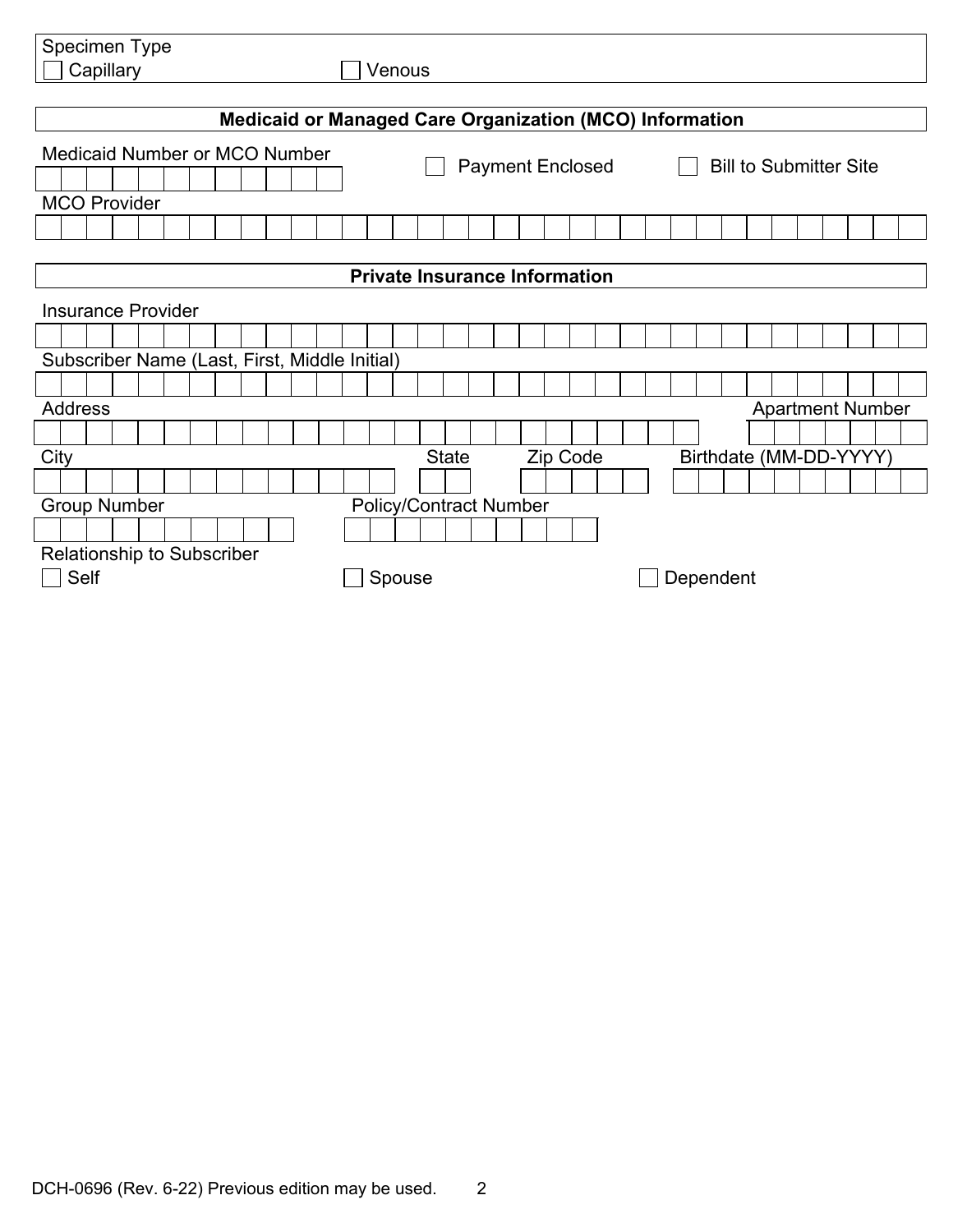Specimen Type

- [ ] Capillary
- [ ] Venous

## Medicaid or Managed Care Organization (MCO) Information

Medicaid Number or MCO Number

- [ ] Payment Enclosed
- [ ] Bill to Submitter Site

MCO Provider

## Private Insurance Information

Insurance Provider

Subscriber Name (Last, First, Middle Initial)

Address

Apartment Number

City

State

Zip Code

Birthdate (MM-DD-YYYY)

Group Number

Policy/Contract Number

Relationship to Subscriber

- [ ] Self
- [ ] Spouse
- [ ] Dependent

DCH-0696 (Rev. 6-22) Previous edition may be used.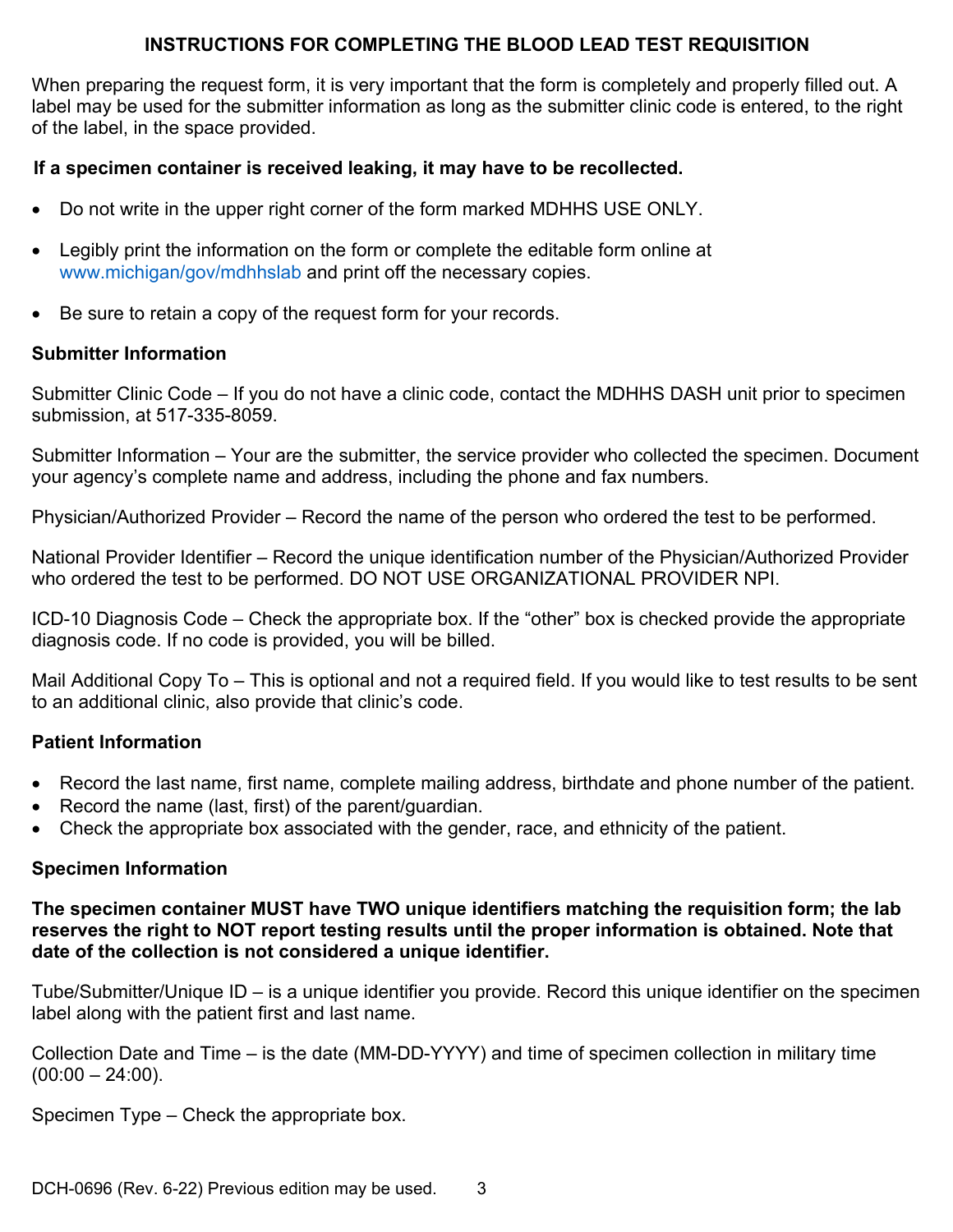## INSTRUCTIONS FOR COMPLETING THE BLOOD LEAD TEST REQUISITION

When preparing the request form, it is very important that the form is completely and properly filled out. A label may be used for the submitter information as long as the submitter clinic code is entered, to the right of the label, in the space provided.

**If a specimen container is received leaking, it may have to be recollected.**

- Do not write in the upper right corner of the form marked MDHHS USE ONLY.
- Legibly print the information on the form or complete the editable form online at www.michigan/gov/mdhhslab and print off the necessary copies.
- Be sure to retain a copy of the request form for your records.

### Submitter Information

Submitter Clinic Code – If you do not have a clinic code, contact the MDHHS DASH unit prior to specimen submission, at 517-335-8059.

Submitter Information – Your are the submitter, the service provider who collected the specimen. Document your agency's complete name and address, including the phone and fax numbers.

Physician/Authorized Provider – Record the name of the person who ordered the test to be performed.

National Provider Identifier – Record the unique identification number of the Physician/Authorized Provider who ordered the test to be performed. DO NOT USE ORGANIZATIONAL PROVIDER NPI.

ICD-10 Diagnosis Code – Check the appropriate box. If the "other" box is checked provide the appropriate diagnosis code. If no code is provided, you will be billed.

Mail Additional Copy To – This is optional and not a required field. If you would like to test results to be sent to an additional clinic, also provide that clinic's code.

### Patient Information

- Record the last name, first name, complete mailing address, birthdate and phone number of the patient.
- Record the name (last, first) of the parent/guardian.
- Check the appropriate box associated with the gender, race, and ethnicity of the patient.

### Specimen Information

**The specimen container MUST have TWO unique identifiers matching the requisition form; the lab reserves the right to NOT report testing results until the proper information is obtained. Note that date of the collection is not considered a unique identifier.**

Tube/Submitter/Unique ID – is a unique identifier you provide. Record this unique identifier on the specimen label along with the patient first and last name.

Collection Date and Time – is the date (MM-DD-YYYY) and time of specimen collection in military time (00:00 – 24:00).

Specimen Type – Check the appropriate box.

DCH-0696 (Rev. 6-22) Previous edition may be used.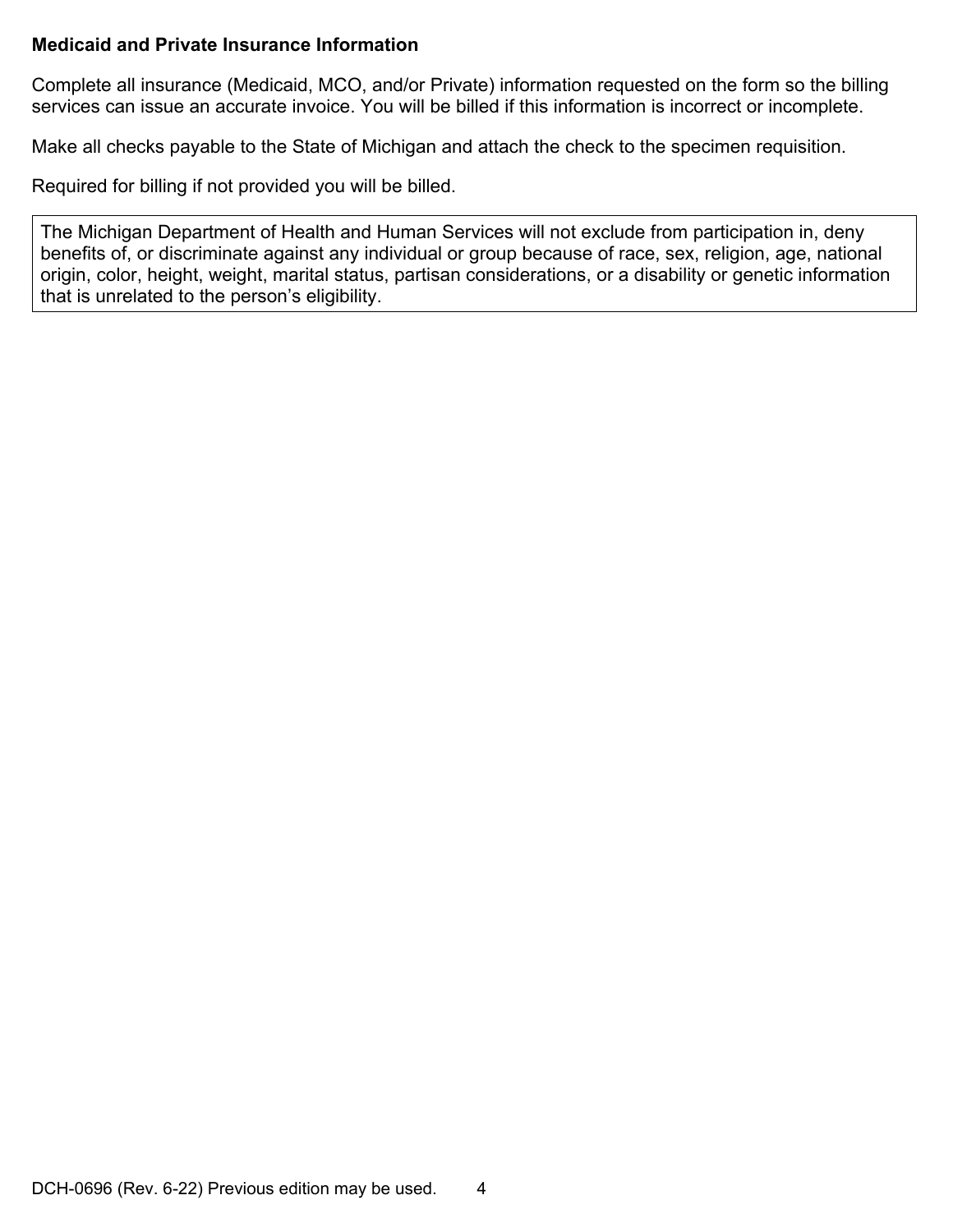**Medicaid and Private Insurance Information**

Complete all insurance (Medicaid, MCO, and/or Private) information requested on the form so the billing services can issue an accurate invoice. You will be billed if this information is incorrect or incomplete.

Make all checks payable to the State of Michigan and attach the check to the specimen requisition.

Required for billing if not provided you will be billed.

The Michigan Department of Health and Human Services will not exclude from participation in, deny benefits of, or discriminate against any individual or group because of race, sex, religion, age, national origin, color, height, weight, marital status, partisan considerations, or a disability or genetic information that is unrelated to the person's eligibility.

DCH-0696 (Rev. 6-22) Previous edition may be used.